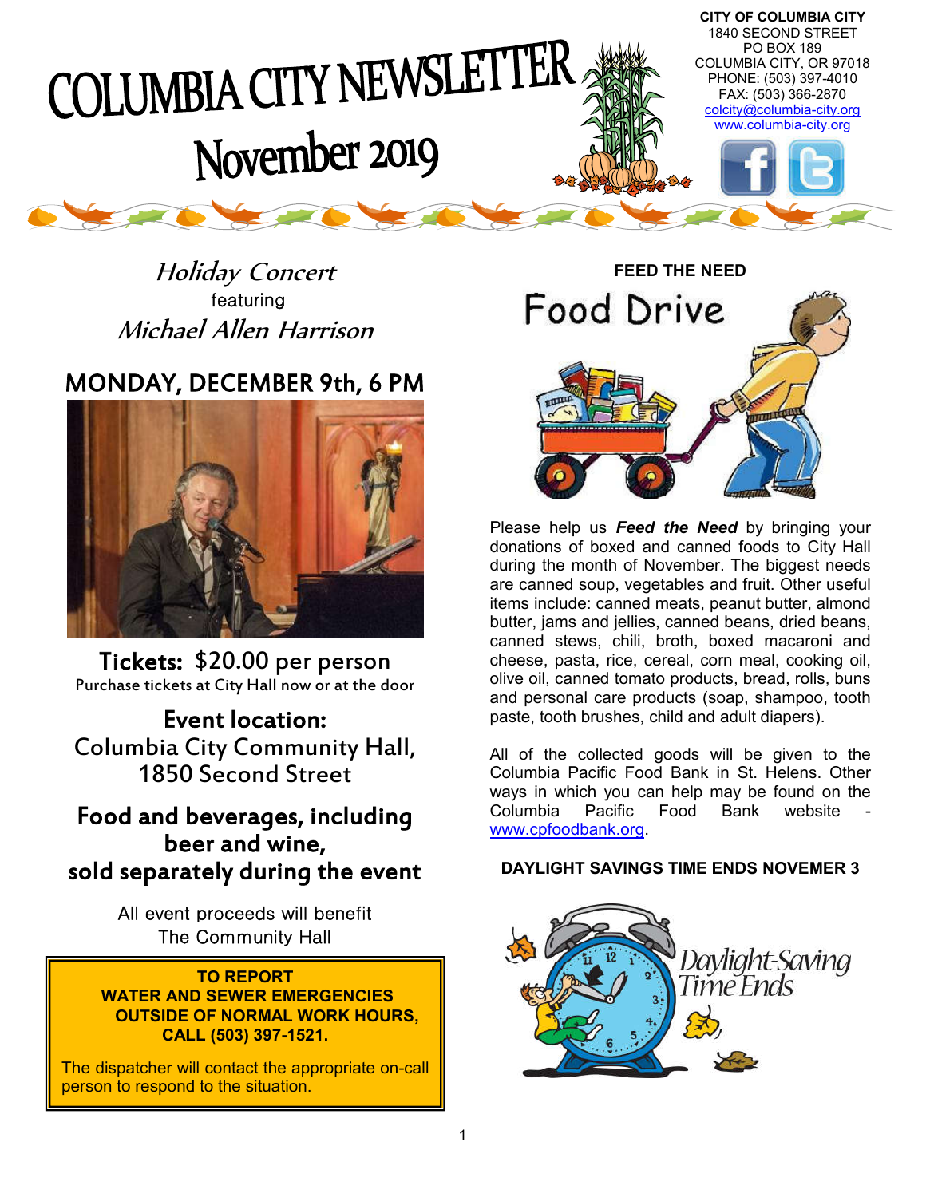# COLUMBIA CITY NEWSLETTER

## November 2019

**CITY OF COLUMBIA CITY**
1840 SECOND STREET
PO BOX 189
COLUMBIA CITY, OR 97018
PHONE: (503) 397-4010
FAX: (503) 366-2870
colcity@columbia-city.org
www.columbia-city.org

## *Holiday Concert*

featuring

## *Michael Allen Harrison*

## MONDAY, DECEMBER 9th, 6 PM

**Tickets:** $20.00 per person

Purchase tickets at City Hall now or at the door

**Event location:**
Columbia City Community Hall,
1850 Second Street

**Food and beverages, including beer and wine, sold separately during the event**

All event proceeds will benefit
The Community Hall

**TO REPORT
WATER AND SEWER EMERGENCIES
OUTSIDE OF NORMAL WORK HOURS,
CALL (503) 397-1521.**

The dispatcher will contact the appropriate on-call person to respond to the situation.

### FEED THE NEED

## Food Drive

Please help us ***Feed the Need*** by bringing your donations of boxed and canned foods to City Hall during the month of November. The biggest needs are canned soup, vegetables and fruit. Other useful items include: canned meats, peanut butter, almond butter, jams and jellies, canned beans, dried beans, canned stews, chili, broth, boxed macaroni and cheese, pasta, rice, cereal, corn meal, cooking oil, olive oil, canned tomato products, bread, rolls, buns and personal care products (soap, shampoo, tooth paste, tooth brushes, child and adult diapers).

All of the collected goods will be given to the Columbia Pacific Food Bank in St. Helens. Other ways in which you can help may be found on the Columbia Pacific Food Bank website - www.cpfoodbank.org.

### DAYLIGHT SAVINGS TIME ENDS NOVEMER 3

*Daylight-Saving Time Ends*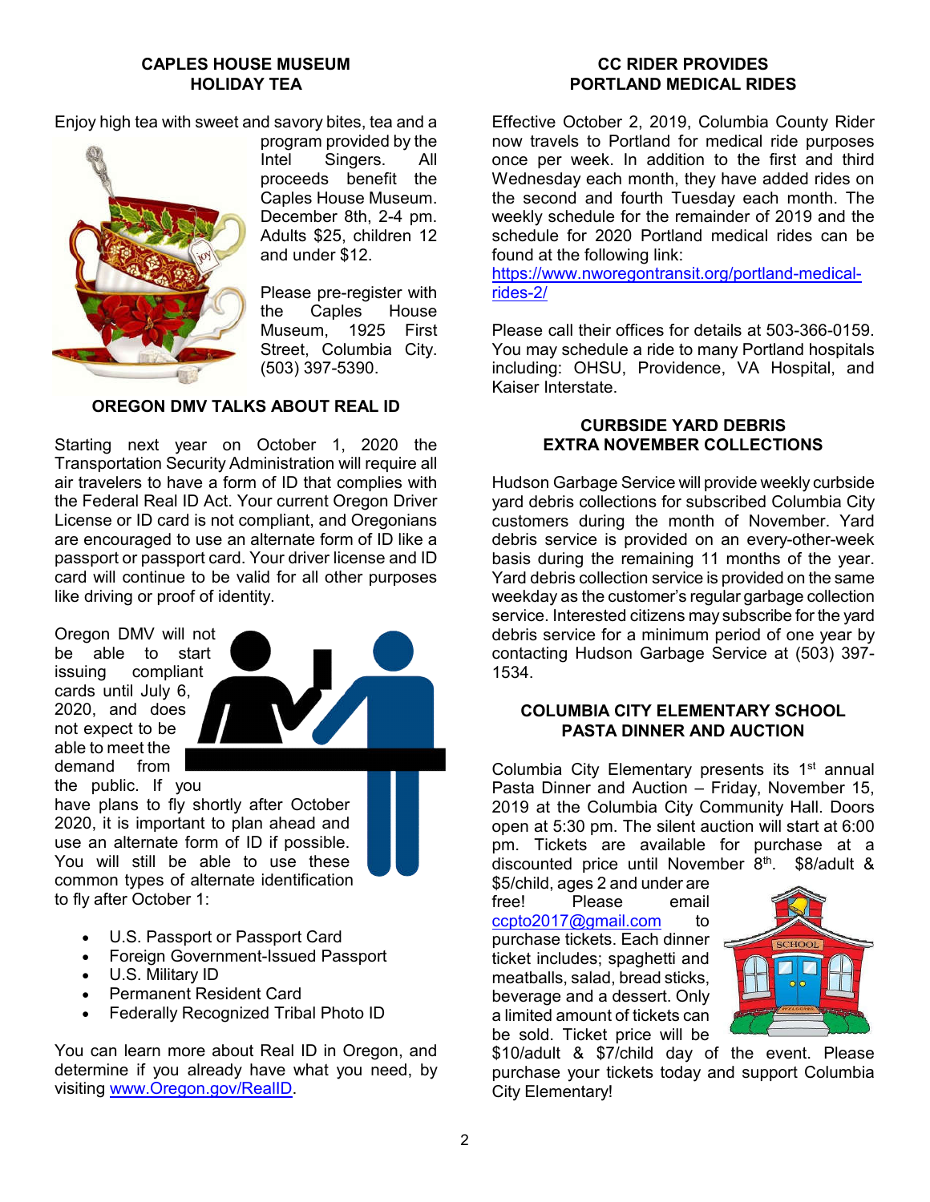## CAPLES HOUSE MUSEUM HOLIDAY TEA

Enjoy high tea with sweet and savory bites, tea and a program provided by the Intel Singers. All proceeds benefit the Caples House Museum. December 8th, 2-4 pm. Adults $25, children 12 and under $12.

Please pre-register with the Caples House Museum, 1925 First Street, Columbia City. (503) 397-5390.

## OREGON DMV TALKS ABOUT REAL ID

Starting next year on October 1, 2020 the Transportation Security Administration will require all air travelers to have a form of ID that complies with the Federal Real ID Act. Your current Oregon Driver License or ID card is not compliant, and Oregonians are encouraged to use an alternate form of ID like a passport or passport card. Your driver license and ID card will continue to be valid for all other purposes like driving or proof of identity.

Oregon DMV will not be able to start issuing compliant cards until July 6, 2020, and does not expect to be able to meet the demand from the public. If you have plans to fly shortly after October 2020, it is important to plan ahead and use an alternate form of ID if possible. You will still be able to use these common types of alternate identification to fly after October 1:

- U.S. Passport or Passport Card
- Foreign Government-Issued Passport
- U.S. Military ID
- Permanent Resident Card
- Federally Recognized Tribal Photo ID

You can learn more about Real ID in Oregon, and determine if you already have what you need, by visiting www.Oregon.gov/RealID.

## CC RIDER PROVIDES PORTLAND MEDICAL RIDES

Effective October 2, 2019, Columbia County Rider now travels to Portland for medical ride purposes once per week. In addition to the first and third Wednesday each month, they have added rides on the second and fourth Tuesday each month. The weekly schedule for the remainder of 2019 and the schedule for 2020 Portland medical rides can be found at the following link: https://www.nworegontransit.org/portland-medical-rides-2/

Please call their offices for details at 503-366-0159. You may schedule a ride to many Portland hospitals including: OHSU, Providence, VA Hospital, and Kaiser Interstate.

## CURBSIDE YARD DEBRIS EXTRA NOVEMBER COLLECTIONS

Hudson Garbage Service will provide weekly curbside yard debris collections for subscribed Columbia City customers during the month of November. Yard debris service is provided on an every-other-week basis during the remaining 11 months of the year. Yard debris collection service is provided on the same weekday as the customer's regular garbage collection service. Interested citizens may subscribe for the yard debris service for a minimum period of one year by contacting Hudson Garbage Service at (503) 397-1534.

## COLUMBIA CITY ELEMENTARY SCHOOL PASTA DINNER AND AUCTION

Columbia City Elementary presents its 1st annual Pasta Dinner and Auction – Friday, November 15, 2019 at the Columbia City Community Hall. Doors open at 5:30 pm. The silent auction will start at 6:00 pm. Tickets are available for purchase at a discounted price until November 8th. $8/adult & $5/child, ages 2 and under are free! Please email ccpto2017@gmail.com to purchase tickets. Each dinner ticket includes; spaghetti and meatballs, salad, bread sticks, beverage and a dessert. Only a limited amount of tickets can be sold. Ticket price will be $10/adult & $7/child day of the event. Please purchase your tickets today and support Columbia City Elementary!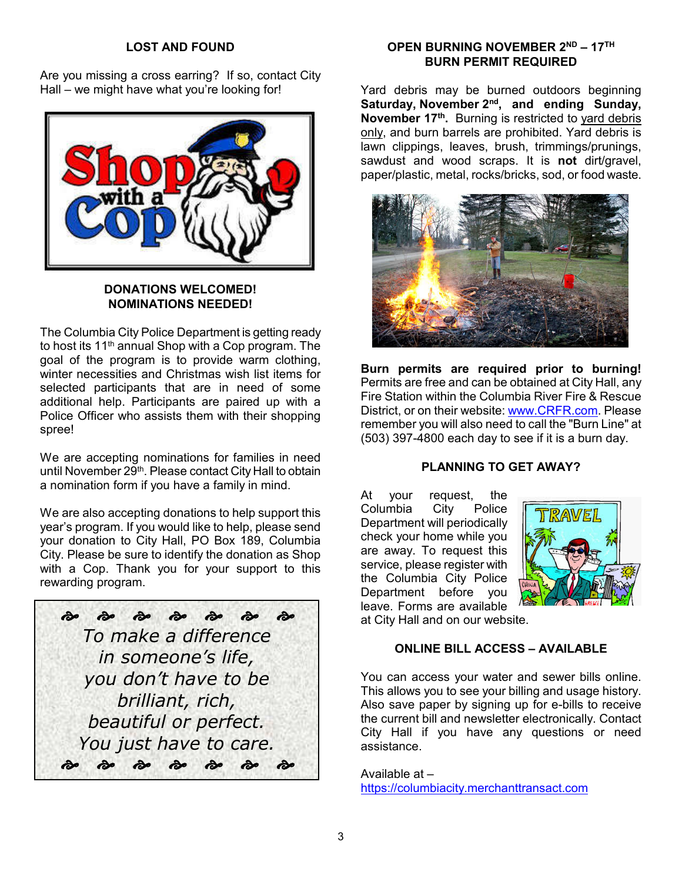## LOST AND FOUND

Are you missing a cross earring? If so, contact City Hall – we might have what you're looking for!

## DONATIONS WELCOMED! NOMINATIONS NEEDED!

The Columbia City Police Department is getting ready to host its 11th annual Shop with a Cop program. The goal of the program is to provide warm clothing, winter necessities and Christmas wish list items for selected participants that are in need of some additional help. Participants are paired up with a Police Officer who assists them with their shopping spree!

We are accepting nominations for families in need until November 29th. Please contact City Hall to obtain a nomination form if you have a family in mind.

We are also accepting donations to help support this year's program. If you would like to help, please send your donation to City Hall, PO Box 189, Columbia City. Please be sure to identify the donation as Shop with a Cop. Thank you for your support to this rewarding program.

*To make a difference*
*in someone's life,*
*you don't have to be*
*brilliant, rich,*
*beautiful or perfect.*
*You just have to care.*

## OPEN BURNING NOVEMBER 2ND – 17TH
## BURN PERMIT REQUIRED

Yard debris may be burned outdoors beginning **Saturday, November 2nd, and ending Sunday, November 17th.** Burning is restricted to yard debris only, and burn barrels are prohibited. Yard debris is lawn clippings, leaves, brush, trimmings/prunings, sawdust and wood scraps. It is **not** dirt/gravel, paper/plastic, metal, rocks/bricks, sod, or food waste.

**Burn permits are required prior to burning!** Permits are free and can be obtained at City Hall, any Fire Station within the Columbia River Fire & Rescue District, or on their website: www.CRFR.com. Please remember you will also need to call the "Burn Line" at (503) 397-4800 each day to see if it is a burn day.

## PLANNING TO GET AWAY?

At your request, the Columbia City Police Department will periodically check your home while you are away. To request this service, please register with the Columbia City Police Department before you leave. Forms are available at City Hall and on our website.

## ONLINE BILL ACCESS – AVAILABLE

You can access your water and sewer bills online. This allows you to see your billing and usage history. Also save paper by signing up for e-bills to receive the current bill and newsletter electronically. Contact City Hall if you have any questions or need assistance.

Available at –
https://columbiacity.merchanttransact.com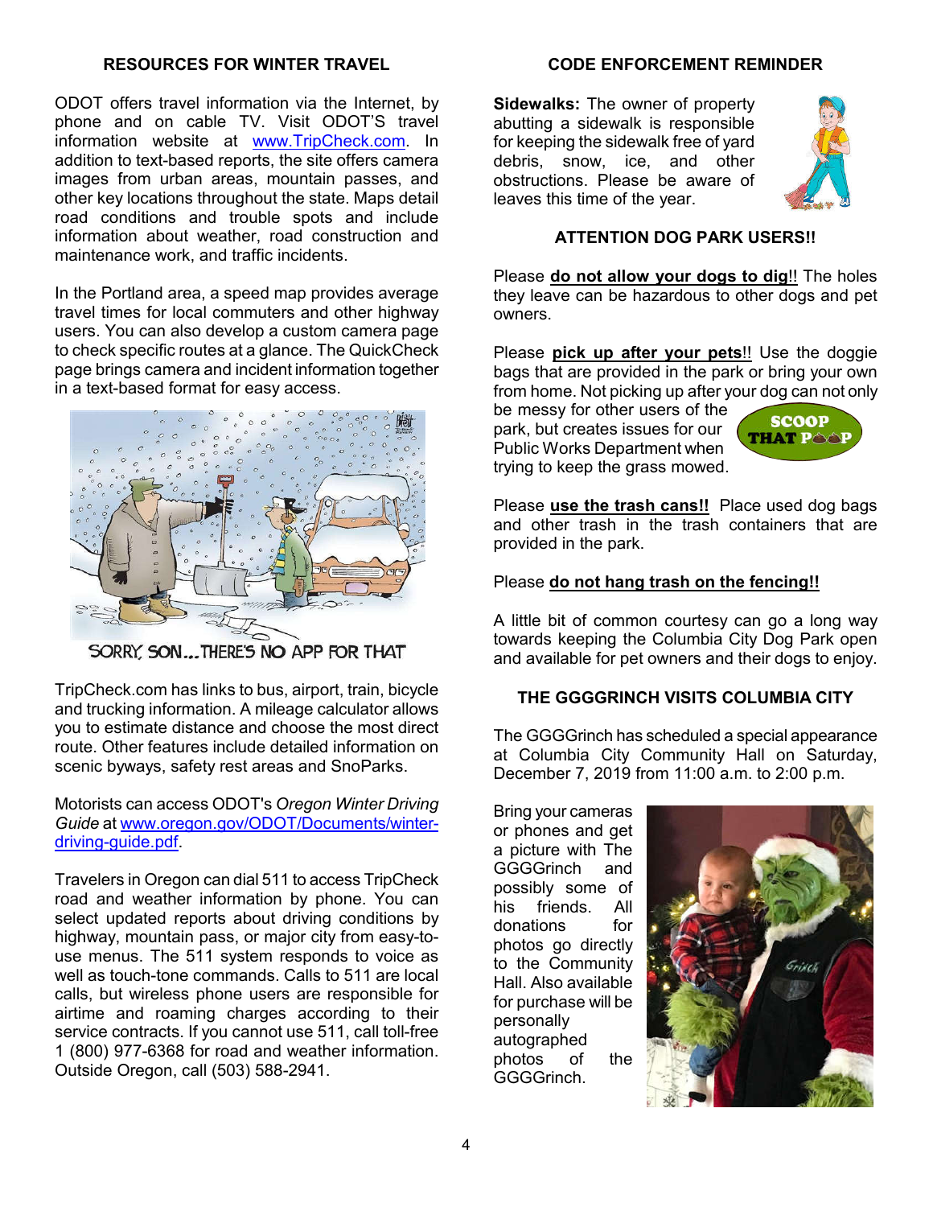## RESOURCES FOR WINTER TRAVEL

ODOT offers travel information via the Internet, by phone and on cable TV. Visit ODOT'S travel information website at www.TripCheck.com. In addition to text-based reports, the site offers camera images from urban areas, mountain passes, and other key locations throughout the state. Maps detail road conditions and trouble spots and include information about weather, road construction and maintenance work, and traffic incidents.

In the Portland area, a speed map provides average travel times for local commuters and other highway users. You can also develop a custom camera page to check specific routes at a glance. The QuickCheck page brings camera and incident information together in a text-based format for easy access.

SORRY, SON...THERE'S NO APP FOR THAT

TripCheck.com has links to bus, airport, train, bicycle and trucking information. A mileage calculator allows you to estimate distance and choose the most direct route. Other features include detailed information on scenic byways, safety rest areas and SnoParks.

Motorists can access ODOT's *Oregon Winter Driving Guide* at www.oregon.gov/ODOT/Documents/winter-driving-guide.pdf.

Travelers in Oregon can dial 511 to access TripCheck road and weather information by phone. You can select updated reports about driving conditions by highway, mountain pass, or major city from easy-to-use menus. The 511 system responds to voice as well as touch-tone commands. Calls to 511 are local calls, but wireless phone users are responsible for airtime and roaming charges according to their service contracts. If you cannot use 511, call toll-free 1 (800) 977-6368 for road and weather information. Outside Oregon, call (503) 588-2941.

## CODE ENFORCEMENT REMINDER

**Sidewalks:** The owner of property abutting a sidewalk is responsible for keeping the sidewalk free of yard debris, snow, ice, and other obstructions. Please be aware of leaves this time of the year.

## ATTENTION DOG PARK USERS!!

Please **do not allow your dogs to dig**!! The holes they leave can be hazardous to other dogs and pet owners.

Please **pick up after your pets**!! Use the doggie bags that are provided in the park or bring your own from home. Not picking up after your dog can not only be messy for other users of the park, but creates issues for our Public Works Department when trying to keep the grass mowed.

SCOOP THAT POOP

Please **use the trash cans!!** Place used dog bags and other trash in the trash containers that are provided in the park.

Please **do not hang trash on the fencing!!**

A little bit of common courtesy can go a long way towards keeping the Columbia City Dog Park open and available for pet owners and their dogs to enjoy.

## THE GGGGRINCH VISITS COLUMBIA CITY

The GGGGrinch has scheduled a special appearance at Columbia City Community Hall on Saturday, December 7, 2019 from 11:00 a.m. to 2:00 p.m.

Bring your cameras or phones and get a picture with The GGGGrinch and possibly some of his friends. All donations for photos go directly to the Community Hall. Also available for purchase will be personally autographed photos of the GGGGrinch.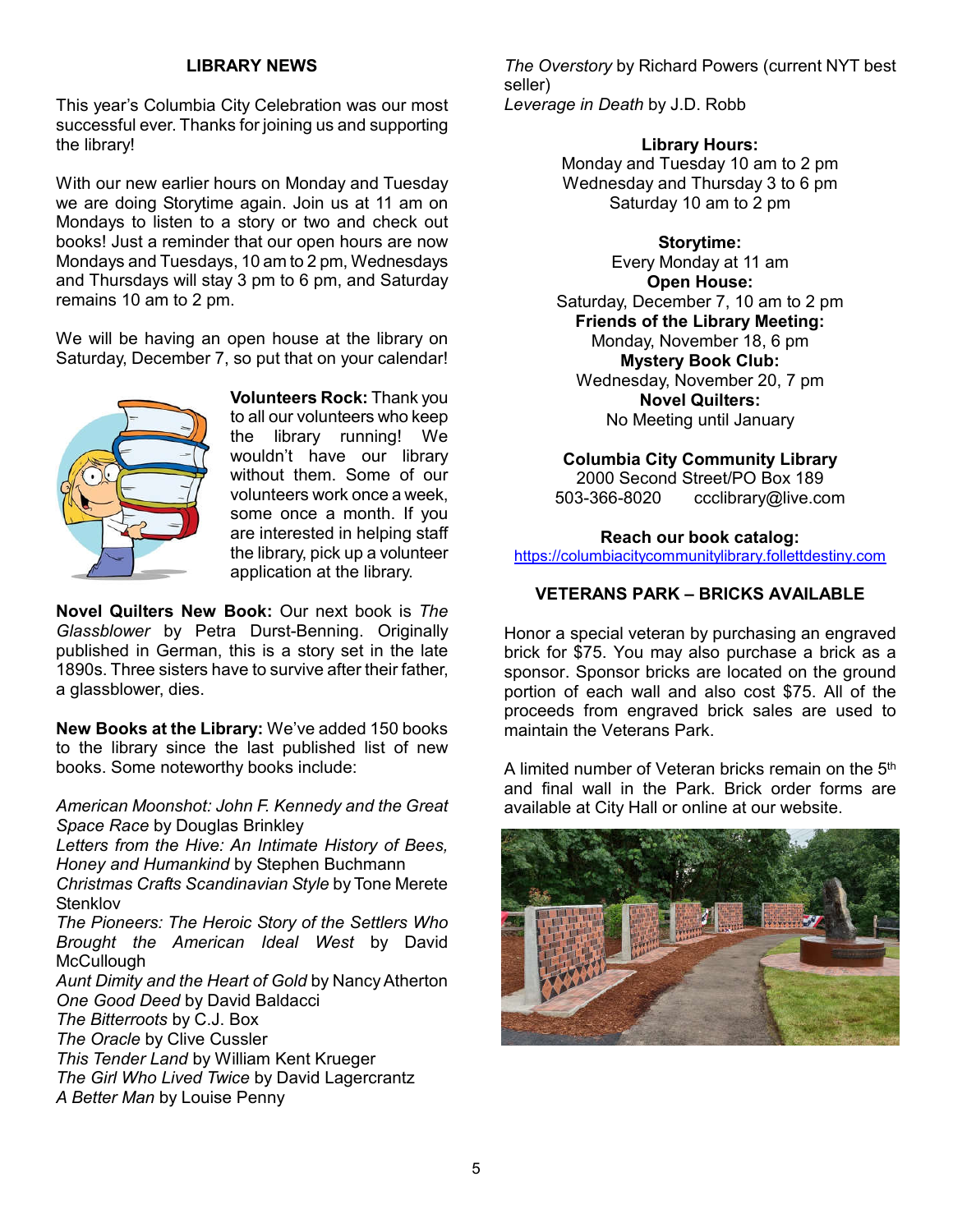## LIBRARY NEWS

This year's Columbia City Celebration was our most successful ever. Thanks for joining us and supporting the library!

With our new earlier hours on Monday and Tuesday we are doing Storytime again. Join us at 11 am on Mondays to listen to a story or two and check out books! Just a reminder that our open hours are now Mondays and Tuesdays, 10 am to 2 pm, Wednesdays and Thursdays will stay 3 pm to 6 pm, and Saturday remains 10 am to 2 pm.

We will be having an open house at the library on Saturday, December 7, so put that on your calendar!

**Volunteers Rock:** Thank you to all our volunteers who keep the library running! We wouldn't have our library without them. Some of our volunteers work once a week, some once a month. If you are interested in helping staff the library, pick up a volunteer application at the library.

**Novel Quilters New Book:** Our next book is *The Glassblower* by Petra Durst-Benning. Originally published in German, this is a story set in the late 1890s. Three sisters have to survive after their father, a glassblower, dies.

**New Books at the Library:** We've added 150 books to the library since the last published list of new books. Some noteworthy books include:

*American Moonshot: John F. Kennedy and the Great Space Race* by Douglas Brinkley
*Letters from the Hive: An Intimate History of Bees, Honey and Humankind* by Stephen Buchmann
*Christmas Crafts Scandinavian Style* by Tone Merete Stenklov
*The Pioneers: The Heroic Story of the Settlers Who Brought the American Ideal West* by David McCullough
*Aunt Dimity and the Heart of Gold* by Nancy Atherton
*One Good Deed* by David Baldacci
*The Bitterroots* by C.J. Box
*The Oracle* by Clive Cussler
*This Tender Land* by William Kent Krueger
*The Girl Who Lived Twice* by David Lagercrantz
*A Better Man* by Louise Penny
*The Overstory* by Richard Powers (current NYT best seller)
*Leverage in Death* by J.D. Robb

**Library Hours:**
Monday and Tuesday 10 am to 2 pm
Wednesday and Thursday 3 to 6 pm
Saturday 10 am to 2 pm

**Storytime:**
Every Monday at 11 am
**Open House:**
Saturday, December 7, 10 am to 2 pm
**Friends of the Library Meeting:**
Monday, November 18, 6 pm
**Mystery Book Club:**
Wednesday, November 20, 7 pm
**Novel Quilters:**
No Meeting until January

**Columbia City Community Library**
2000 Second Street/PO Box 189
503-366-8020 ccclibrary@live.com

**Reach our book catalog:**
https://columbiacitycommunitylibrary.follettdestiny.com

## VETERANS PARK – BRICKS AVAILABLE

Honor a special veteran by purchasing an engraved brick for $75. You may also purchase a brick as a sponsor. Sponsor bricks are located on the ground portion of each wall and also cost $75. All of the proceeds from engraved brick sales are used to maintain the Veterans Park.

A limited number of Veteran bricks remain on the 5th and final wall in the Park. Brick order forms are available at City Hall or online at our website.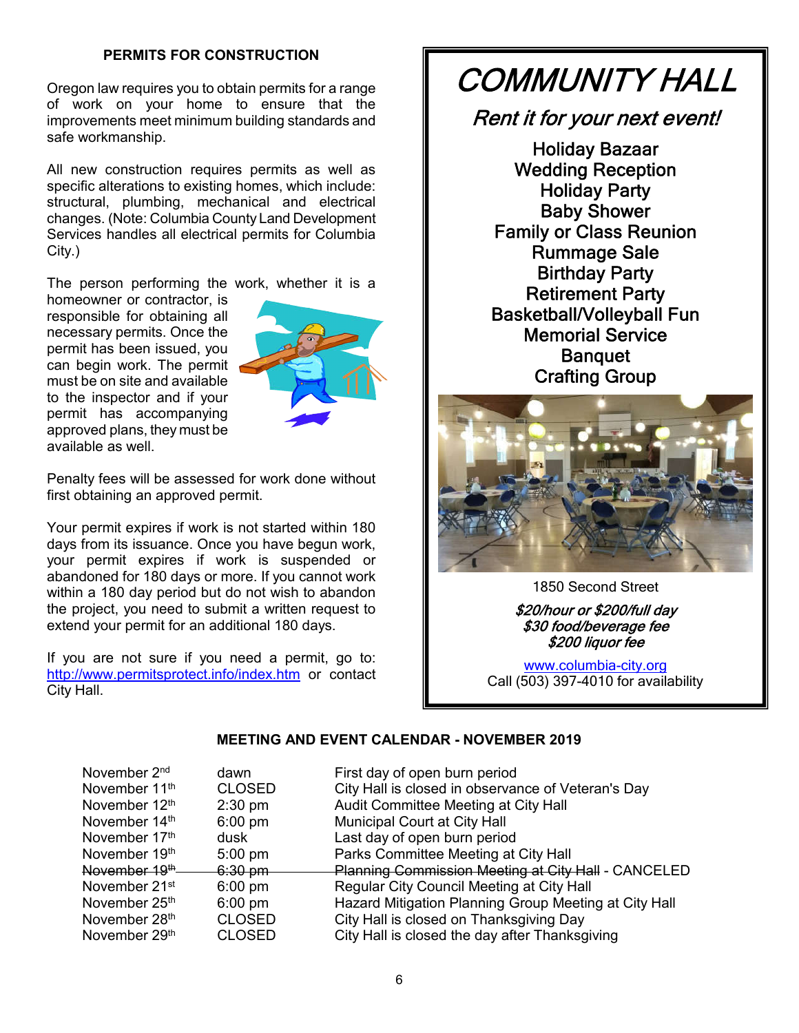## PERMITS FOR CONSTRUCTION

Oregon law requires you to obtain permits for a range of work on your home to ensure that the improvements meet minimum building standards and safe workmanship.

All new construction requires permits as well as specific alterations to existing homes, which include: structural, plumbing, mechanical and electrical changes. (Note: Columbia County Land Development Services handles all electrical permits for Columbia City.)

The person performing the work, whether it is a homeowner or contractor, is responsible for obtaining all necessary permits. Once the permit has been issued, you can begin work. The permit must be on site and available to the inspector and if your permit has accompanying approved plans, they must be available as well.

Penalty fees will be assessed for work done without first obtaining an approved permit.

Your permit expires if work is not started within 180 days from its issuance. Once you have begun work, your permit expires if work is suspended or abandoned for 180 days or more. If you cannot work within a 180 day period but do not wish to abandon the project, you need to submit a written request to extend your permit for an additional 180 days.

If you are not sure if you need a permit, go to: http://www.permitsprotect.info/index.htm or contact City Hall.

# COMMUNITY HALL

*Rent it for your next event!*

Holiday Bazaar
Wedding Reception
Holiday Party
Baby Shower
Family or Class Reunion
Rummage Sale
Birthday Party
Retirement Party
Basketball/Volleyball Fun
Memorial Service
Banquet
Crafting Group

1850 Second Street

***$20/hour or $200/full day***
***$30 food/beverage fee***
***$200 liquor fee***

www.columbia-city.org
Call (503) 397-4010 for availability

## MEETING AND EVENT CALENDAR - NOVEMBER 2019

| | | |
|---|---|---|
| November 2nd | dawn | First day of open burn period |
| November 11th | CLOSED | City Hall is closed in observance of Veteran's Day |
| November 12th | 2:30 pm | Audit Committee Meeting at City Hall |
| November 14th | 6:00 pm | Municipal Court at City Hall |
| November 17th | dusk | Last day of open burn period |
| November 19th | 5:00 pm | Parks Committee Meeting at City Hall |
| ~~November 19th~~ | ~~6:30 pm~~ | ~~Planning Commission Meeting at City Hall~~ - CANCELED |
| November 21st | 6:00 pm | Regular City Council Meeting at City Hall |
| November 25th | 6:00 pm | Hazard Mitigation Planning Group Meeting at City Hall |
| November 28th | CLOSED | City Hall is closed on Thanksgiving Day |
| November 29th | CLOSED | City Hall is closed the day after Thanksgiving |